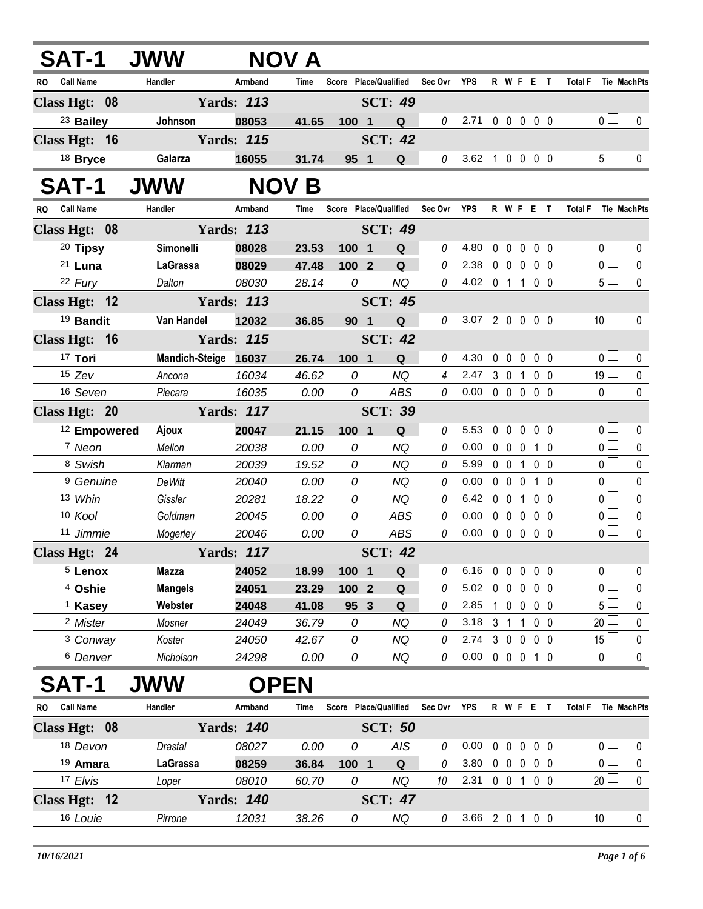# SAT-1 JWW NOV A

| RO | Call Name | Handler | Armband | Time | Score | Place/Qualified | | Sec Ovr | YPS | R | W | F | E | T | Total F | Tie | MachPts |
|---|---|---|---|---|---|---|---|---|---|---|---|---|---|---|---|---|---|
| **Class Hgt: 08** | | **Yards: 113** | | | | **SCT: 49** | | | | | | | | | | | |
| 23 | **Bailey** | **Johnson** | **08053** | **41.65** | **100** | **1** | **Q** | 0 | 2.71 | 0 | 0 | 0 | 0 | 0 | 0 | ☐ | 0 |
| **Class Hgt: 16** | | **Yards: 115** | | | | **SCT: 42** | | | | | | | | | | | |
| 18 | **Bryce** | **Galarza** | **16055** | **31.74** | **95** | **1** | **Q** | 0 | 3.62 | 1 | 0 | 0 | 0 | 0 | 5 | ☐ | 0 |

# SAT-1 JWW NOV B

| RO | Call Name | Handler | Armband | Time | Score | Place/Qualified | | Sec Ovr | YPS | R | W | F | E | T | Total F | Tie | MachPts |
|---|---|---|---|---|---|---|---|---|---|---|---|---|---|---|---|---|---|
| **Class Hgt: 08** | | **Yards: 113** | | | | **SCT: 49** | | | | | | | | | | | |
| 20 | **Tipsy** | **Simonelli** | **08028** | **23.53** | **100** | **1** | **Q** | 0 | 4.80 | 0 | 0 | 0 | 0 | 0 | 0 | ☐ | 0 |
| 21 | **Luna** | **LaGrassa** | **08029** | **47.48** | **100** | **2** | **Q** | 0 | 2.38 | 0 | 0 | 0 | 0 | 0 | 0 | ☐ | 0 |
| 22 | *Fury* | *Dalton* | *08030* | *28.14* | *0* | | *NQ* | 0 | 4.02 | 0 | 1 | 1 | 0 | 0 | 5 | ☐ | 0 |
| **Class Hgt: 12** | | **Yards: 113** | | | | **SCT: 45** | | | | | | | | | | | |
| 19 | **Bandit** | **Van Handel** | **12032** | **36.85** | **90** | **1** | **Q** | 0 | 3.07 | 2 | 0 | 0 | 0 | 0 | 10 | ☐ | 0 |
| **Class Hgt: 16** | | **Yards: 115** | | | | **SCT: 42** | | | | | | | | | | | |
| 17 | **Tori** | **Mandich-Steige** | **16037** | **26.74** | **100** | **1** | **Q** | 0 | 4.30 | 0 | 0 | 0 | 0 | 0 | 0 | ☐ | 0 |
| 15 | *Zev* | *Ancona* | *16034* | *46.62* | *0* | | *NQ* | 4 | 2.47 | 3 | 0 | 1 | 0 | 0 | 19 | ☐ | 0 |
| 16 | *Seven* | *Piecara* | *16035* | *0.00* | *0* | | *ABS* | 0 | 0.00 | 0 | 0 | 0 | 0 | 0 | 0 | ☐ | 0 |
| **Class Hgt: 20** | | **Yards: 117** | | | | **SCT: 39** | | | | | | | | | | | |
| 12 | **Empowered** | **Ajoux** | **20047** | **21.15** | **100** | **1** | **Q** | 0 | 5.53 | 0 | 0 | 0 | 0 | 0 | 0 | ☐ | 0 |
| 7 | *Neon* | *Mellon* | *20038* | *0.00* | *0* | | *NQ* | 0 | 0.00 | 0 | 0 | 0 | 1 | 0 | 0 | ☐ | 0 |
| 8 | *Swish* | *Klarman* | *20039* | *19.52* | *0* | | *NQ* | 0 | 5.99 | 0 | 0 | 1 | 0 | 0 | 0 | ☐ | 0 |
| 9 | *Genuine* | *DeWitt* | *20040* | *0.00* | *0* | | *NQ* | 0 | 0.00 | 0 | 0 | 0 | 1 | 0 | 0 | ☐ | 0 |
| 13 | *Whin* | *Gissler* | *20281* | *18.22* | *0* | | *NQ* | 0 | 6.42 | 0 | 0 | 1 | 0 | 0 | 0 | ☐ | 0 |
| 10 | *Kool* | *Goldman* | *20045* | *0.00* | *0* | | *ABS* | 0 | 0.00 | 0 | 0 | 0 | 0 | 0 | 0 | ☐ | 0 |
| 11 | *Jimmie* | *Mogerley* | *20046* | *0.00* | *0* | | *ABS* | 0 | 0.00 | 0 | 0 | 0 | 0 | 0 | 0 | ☐ | 0 |
| **Class Hgt: 24** | | **Yards: 117** | | | | **SCT: 42** | | | | | | | | | | | |
| 5 | **Lenox** | **Mazza** | **24052** | **18.99** | **100** | **1** | **Q** | 0 | 6.16 | 0 | 0 | 0 | 0 | 0 | 0 | ☐ | 0 |
| 4 | **Oshie** | **Mangels** | **24051** | **23.29** | **100** | **2** | **Q** | 0 | 5.02 | 0 | 0 | 0 | 0 | 0 | 0 | ☐ | 0 |
| 1 | **Kasey** | **Webster** | **24048** | **41.08** | **95** | **3** | **Q** | 0 | 2.85 | 1 | 0 | 0 | 0 | 0 | 5 | ☐ | 0 |
| 2 | *Mister* | *Mosner* | *24049* | *36.79* | *0* | | *NQ* | 0 | 3.18 | 3 | 1 | 1 | 0 | 0 | 20 | ☐ | 0 |
| 3 | *Conway* | *Koster* | *24050* | *42.67* | *0* | | *NQ* | 0 | 2.74 | 3 | 0 | 0 | 0 | 0 | 15 | ☐ | 0 |
| 6 | *Denver* | *Nicholson* | *24298* | *0.00* | *0* | | *NQ* | 0 | 0.00 | 0 | 0 | 0 | 1 | 0 | 0 | ☐ | 0 |

# SAT-1 JWW OPEN

| RO | Call Name | Handler | Armband | Time | Score | Place/Qualified | | Sec Ovr | YPS | R | W | F | E | T | Total F | Tie | MachPts |
|---|---|---|---|---|---|---|---|---|---|---|---|---|---|---|---|---|---|
| **Class Hgt: 08** | | **Yards: 140** | | | | **SCT: 50** | | | | | | | | | | | |
| 18 | *Devon* | *Drastal* | *08027* | *0.00* | *0* | | *AIS* | 0 | 0.00 | 0 | 0 | 0 | 0 | 0 | 0 | ☐ | 0 |
| 19 | **Amara** | **LaGrassa** | **08259** | **36.84** | **100** | **1** | **Q** | 0 | 3.80 | 0 | 0 | 0 | 0 | 0 | 0 | ☐ | 0 |
| 17 | *Elvis* | *Loper* | *08010* | *60.70* | *0* | | *NQ* | 10 | 2.31 | 0 | 0 | 1 | 0 | 0 | 20 | ☐ | 0 |
| **Class Hgt: 12** | | **Yards: 140** | | | | **SCT: 47** | | | | | | | | | | | |
| 16 | *Louie* | *Pirrone* | *12031* | *38.26* | *0* | | *NQ* | 0 | 3.66 | 2 | 0 | 1 | 0 | 0 | 10 | ☐ | 0 |

*10/16/2021*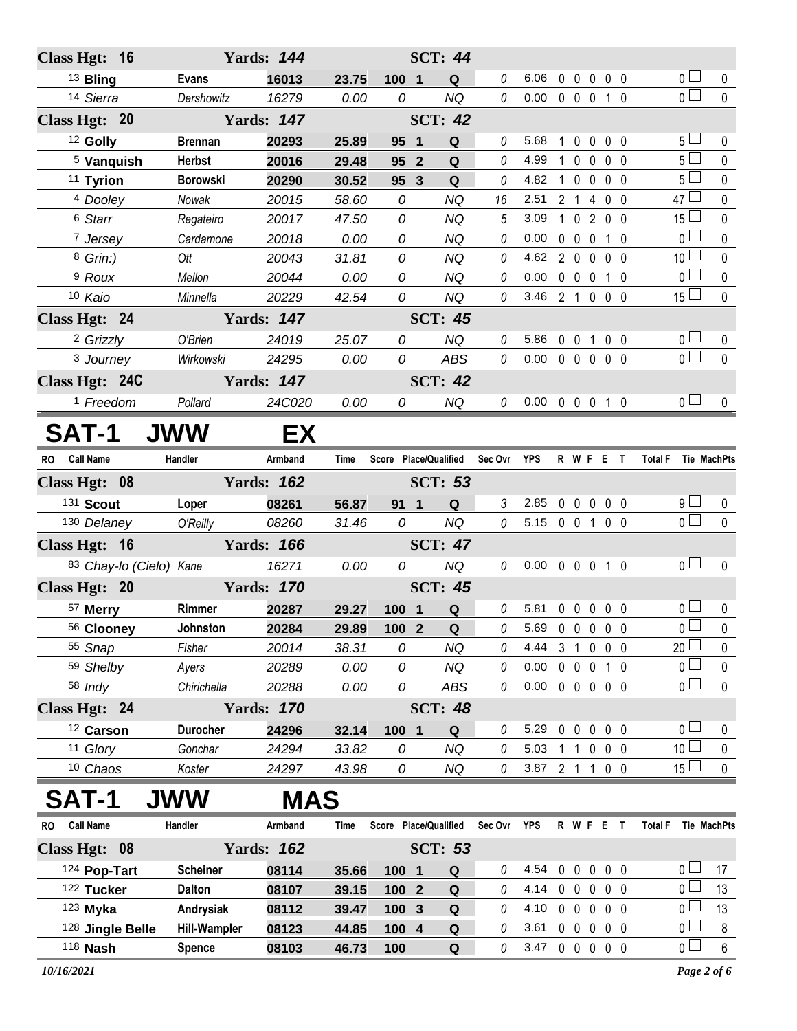| Class Hgt: 16 | | Yards: 144 | | | SCT: 44 | | | | | | | | | | |
|---|---|---|---|---|---|---|---|---|---|---|---|---|---|---|---|
| 13 **Bling** | **Evans** | **16013** | **23.75** | **100** | **1** | **Q** | 0 | 6.06 | 0 | 0 | 0 | 0 | 0 | 0 | 0 |
| 14 *Sierra* | *Dershowitz* | *16279* | *0.00* | *0* | | *NQ* | 0 | 0.00 | 0 | 0 | 0 | 1 | 0 | 0 | 0 |
| **Class Hgt: 20** | | **Yards: 147** | | | **SCT: 42** | | | | | | | | | | |
| 12 **Golly** | **Brennan** | **20293** | **25.89** | **95** | **1** | **Q** | 0 | 5.68 | 1 | 0 | 0 | 0 | 0 | 5 | 0 |
| 5 **Vanquish** | **Herbst** | **20016** | **29.48** | **95** | **2** | **Q** | 0 | 4.99 | 1 | 0 | 0 | 0 | 0 | 5 | 0 |
| 11 **Tyrion** | **Borowski** | **20290** | **30.52** | **95** | **3** | **Q** | 0 | 4.82 | 1 | 0 | 0 | 0 | 0 | 5 | 0 |
| 4 *Dooley* | *Nowak* | *20015* | *58.60* | *0* | | *NQ* | 16 | 2.51 | 2 | 1 | 4 | 0 | 0 | 47 | 0 |
| 6 *Starr* | *Regateiro* | *20017* | *47.50* | *0* | | *NQ* | 5 | 3.09 | 1 | 0 | 2 | 0 | 0 | 15 | 0 |
| 7 *Jersey* | *Cardamone* | *20018* | *0.00* | *0* | | *NQ* | 0 | 0.00 | 0 | 0 | 0 | 1 | 0 | 0 | 0 |
| 8 *Grin:)* | *Ott* | *20043* | *31.81* | *0* | | *NQ* | 0 | 4.62 | 2 | 0 | 0 | 0 | 0 | 10 | 0 |
| 9 *Roux* | *Mellon* | *20044* | *0.00* | *0* | | *NQ* | 0 | 0.00 | 0 | 0 | 0 | 1 | 0 | 0 | 0 |
| 10 *Kaio* | *Minnella* | *20229* | *42.54* | *0* | | *NQ* | 0 | 3.46 | 2 | 1 | 0 | 0 | 0 | 15 | 0 |
| **Class Hgt: 24** | | **Yards: 147** | | | **SCT: 45** | | | | | | | | | | |
| 2 *Grizzly* | *O'Brien* | *24019* | *25.07* | *0* | | *NQ* | 0 | 5.86 | 0 | 0 | 1 | 0 | 0 | 0 | 0 |
| 3 *Journey* | *Wirkowski* | *24295* | *0.00* | *0* | | *ABS* | 0 | 0.00 | 0 | 0 | 0 | 0 | 0 | 0 | 0 |
| **Class Hgt: 24C** | | **Yards: 147** | | | **SCT: 42** | | | | | | | | | | |
| 1 *Freedom* | *Pollard* | *24C020* | *0.00* | *0* | | *NQ* | 0 | 0.00 | 0 | 0 | 0 | 1 | 0 | 0 | 0 |

# SAT-1 JWW EX

| RO Call Name | Handler | Armband | Time | Score | Place/Qualified | | Sec Ovr | YPS | R | W | F | E | T | Total F | Tie MachPts |
|---|---|---|---|---|---|---|---|---|---|---|---|---|---|---|---|
| **Class Hgt: 08** | | **Yards: 162** | | | **SCT: 53** | | | | | | | | | | |
| 131 **Scout** | **Loper** | **08261** | **56.87** | **91** | **1** | **Q** | 3 | 2.85 | 0 | 0 | 0 | 0 | 0 | 9 | 0 |
| 130 *Delaney* | *O'Reilly* | *08260* | *31.46* | *0* | | *NQ* | 0 | 5.15 | 0 | 0 | 1 | 0 | 0 | 0 | 0 |
| **Class Hgt: 16** | | **Yards: 166** | | | **SCT: 47** | | | | | | | | | | |
| 83 *Chay-lo (Cielo)* | *Kane* | *16271* | *0.00* | *0* | | *NQ* | 0 | 0.00 | 0 | 0 | 0 | 1 | 0 | 0 | 0 |
| **Class Hgt: 20** | | **Yards: 170** | | | **SCT: 45** | | | | | | | | | | |
| 57 **Merry** | **Rimmer** | **20287** | **29.27** | **100** | **1** | **Q** | 0 | 5.81 | 0 | 0 | 0 | 0 | 0 | 0 | 0 |
| 56 **Clooney** | **Johnston** | **20284** | **29.89** | **100** | **2** | **Q** | 0 | 5.69 | 0 | 0 | 0 | 0 | 0 | 0 | 0 |
| 55 *Snap* | *Fisher* | *20014* | *38.31* | *0* | | *NQ* | 0 | 4.44 | 3 | 1 | 0 | 0 | 0 | 20 | 0 |
| 59 *Shelby* | *Ayers* | *20289* | *0.00* | *0* | | *NQ* | 0 | 0.00 | 0 | 0 | 0 | 1 | 0 | 0 | 0 |
| 58 *Indy* | *Chirichella* | *20288* | *0.00* | *0* | | *ABS* | 0 | 0.00 | 0 | 0 | 0 | 0 | 0 | 0 | 0 |
| **Class Hgt: 24** | | **Yards: 170** | | | **SCT: 48** | | | | | | | | | | |
| 12 **Carson** | **Durocher** | **24296** | **32.14** | **100** | **1** | **Q** | 0 | 5.29 | 0 | 0 | 0 | 0 | 0 | 0 | 0 |
| 11 *Glory* | *Gonchar* | *24294* | *33.82* | *0* | | *NQ* | 0 | 5.03 | 1 | 1 | 0 | 0 | 0 | 10 | 0 |
| 10 *Chaos* | *Koster* | *24297* | *43.98* | *0* | | *NQ* | 0 | 3.87 | 2 | 1 | 1 | 0 | 0 | 15 | 0 |

# SAT-1 JWW MAS

| RO Call Name | Handler | Armband | Time | Score | Place/Qualified | | Sec Ovr | YPS | R | W | F | E | T | Total F | Tie MachPts |
|---|---|---|---|---|---|---|---|---|---|---|---|---|---|---|---|
| **Class Hgt: 08** | | **Yards: 162** | | | **SCT: 53** | | | | | | | | | | |
| 124 **Pop-Tart** | **Scheiner** | **08114** | **35.66** | **100** | **1** | **Q** | 0 | 4.54 | 0 | 0 | 0 | 0 | 0 | 0 | 17 |
| 122 **Tucker** | **Dalton** | **08107** | **39.15** | **100** | **2** | **Q** | 0 | 4.14 | 0 | 0 | 0 | 0 | 0 | 0 | 13 |
| 123 **Myka** | **Andrysiak** | **08112** | **39.47** | **100** | **3** | **Q** | 0 | 4.10 | 0 | 0 | 0 | 0 | 0 | 0 | 13 |
| 128 **Jingle Belle** | **Hill-Wampler** | **08123** | **44.85** | **100** | **4** | **Q** | 0 | 3.61 | 0 | 0 | 0 | 0 | 0 | 0 | 8 |
| 118 **Nash** | **Spence** | **08103** | **46.73** | **100** | | **Q** | 0 | 3.47 | 0 | 0 | 0 | 0 | 0 | 0 | 6 |

*10/16/2021*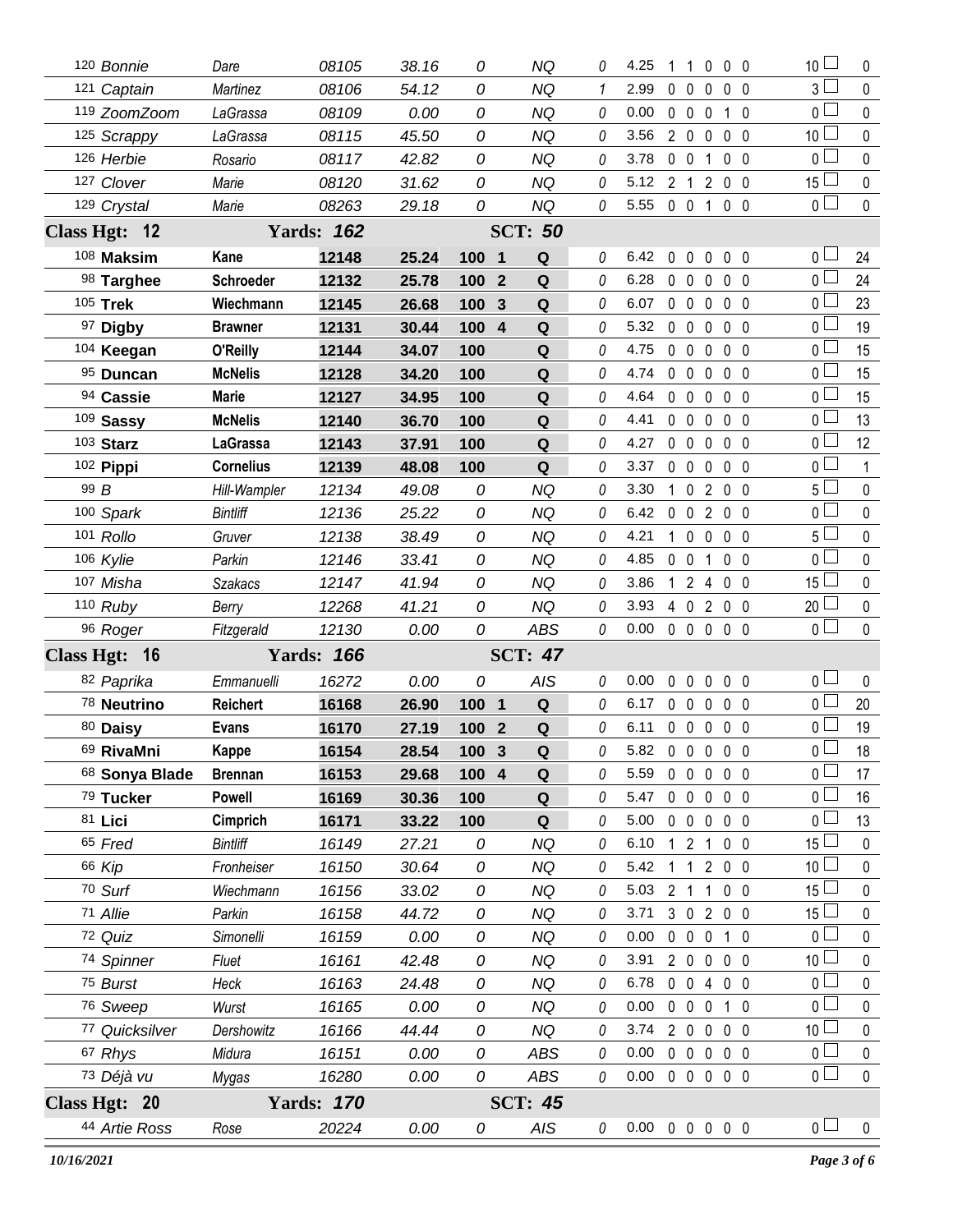| Armband | Dog | Handler | Reg No | Time | Score | Place | Result | | YPS | | | | | | Faults | Pts |
|---|---|---|---|---|---|---|---|---|---|---|---|---|---|---|---|---|
| 120 | Bonnie | Dare | 08105 | 38.16 | 0 | | NQ | 0 | 4.25 | 1 | 1 | 0 | 0 | 0 | 10 | 0 |
| 121 | Captain | Martinez | 08106 | 54.12 | 0 | | NQ | 1 | 2.99 | 0 | 0 | 0 | 0 | 0 | 3 | 0 |
| 119 | ZoomZoom | LaGrassa | 08109 | 0.00 | 0 | | NQ | 0 | 0.00 | 0 | 0 | 0 | 1 | 0 | 0 | 0 |
| 125 | Scrappy | LaGrassa | 08115 | 45.50 | 0 | | NQ | 0 | 3.56 | 2 | 0 | 0 | 0 | 0 | 10 | 0 |
| 126 | Herbie | Rosario | 08117 | 42.82 | 0 | | NQ | 0 | 3.78 | 0 | 0 | 1 | 0 | 0 | 0 | 0 |
| 127 | Clover | Marie | 08120 | 31.62 | 0 | | NQ | 0 | 5.12 | 2 | 1 | 2 | 0 | 0 | 15 | 0 |
| 129 | Crystal | Marie | 08263 | 29.18 | 0 | | NQ | 0 | 5.55 | 0 | 0 | 1 | 0 | 0 | 0 | 0 |
| **Class Hgt: 12** | | **Yards: 162** | | | **SCT: 50** | | | | | | | | | | | |
| 108 | **Maksim** | **Kane** | **12148** | **25.24** | **100** | **1** | **Q** | 0 | 6.42 | 0 | 0 | 0 | 0 | 0 | 0 | 24 |
| 98 | **Targhee** | **Schroeder** | **12132** | **25.78** | **100** | **2** | **Q** | 0 | 6.28 | 0 | 0 | 0 | 0 | 0 | 0 | 24 |
| 105 | **Trek** | **Wiechmann** | **12145** | **26.68** | **100** | **3** | **Q** | 0 | 6.07 | 0 | 0 | 0 | 0 | 0 | 0 | 23 |
| 97 | **Digby** | **Brawner** | **12131** | **30.44** | **100** | **4** | **Q** | 0 | 5.32 | 0 | 0 | 0 | 0 | 0 | 0 | 19 |
| 104 | **Keegan** | **O'Reilly** | **12144** | **34.07** | **100** | | **Q** | 0 | 4.75 | 0 | 0 | 0 | 0 | 0 | 0 | 15 |
| 95 | **Duncan** | **McNelis** | **12128** | **34.20** | **100** | | **Q** | 0 | 4.74 | 0 | 0 | 0 | 0 | 0 | 0 | 15 |
| 94 | **Cassie** | **Marie** | **12127** | **34.95** | **100** | | **Q** | 0 | 4.64 | 0 | 0 | 0 | 0 | 0 | 0 | 15 |
| 109 | **Sassy** | **McNelis** | **12140** | **36.70** | **100** | | **Q** | 0 | 4.41 | 0 | 0 | 0 | 0 | 0 | 0 | 13 |
| 103 | **Starz** | **LaGrassa** | **12143** | **37.91** | **100** | | **Q** | 0 | 4.27 | 0 | 0 | 0 | 0 | 0 | 0 | 12 |
| 102 | **Pippi** | **Cornelius** | **12139** | **48.08** | **100** | | **Q** | 0 | 3.37 | 0 | 0 | 0 | 0 | 0 | 0 | 1 |
| 99 | B | Hill-Wampler | 12134 | 49.08 | 0 | | NQ | 0 | 3.30 | 1 | 0 | 2 | 0 | 0 | 5 | 0 |
| 100 | Spark | Bintliff | 12136 | 25.22 | 0 | | NQ | 0 | 6.42 | 0 | 0 | 2 | 0 | 0 | 0 | 0 |
| 101 | Rollo | Gruver | 12138 | 38.49 | 0 | | NQ | 0 | 4.21 | 1 | 0 | 0 | 0 | 0 | 5 | 0 |
| 106 | Kylie | Parkin | 12146 | 33.41 | 0 | | NQ | 0 | 4.85 | 0 | 0 | 1 | 0 | 0 | 0 | 0 |
| 107 | Misha | Szakacs | 12147 | 41.94 | 0 | | NQ | 0 | 3.86 | 1 | 2 | 4 | 0 | 0 | 15 | 0 |
| 110 | Ruby | Berry | 12268 | 41.21 | 0 | | NQ | 0 | 3.93 | 4 | 0 | 2 | 0 | 0 | 20 | 0 |
| 96 | Roger | Fitzgerald | 12130 | 0.00 | 0 | | ABS | 0 | 0.00 | 0 | 0 | 0 | 0 | 0 | 0 | 0 |
| **Class Hgt: 16** | | **Yards: 166** | | | **SCT: 47** | | | | | | | | | | | |
| 82 | Paprika | Emmanuelli | 16272 | 0.00 | 0 | | AIS | 0 | 0.00 | 0 | 0 | 0 | 0 | 0 | 0 | 0 |
| 78 | **Neutrino** | **Reichert** | **16168** | **26.90** | **100** | **1** | **Q** | 0 | 6.17 | 0 | 0 | 0 | 0 | 0 | 0 | 20 |
| 80 | **Daisy** | **Evans** | **16170** | **27.19** | **100** | **2** | **Q** | 0 | 6.11 | 0 | 0 | 0 | 0 | 0 | 0 | 19 |
| 69 | **RivaMni** | **Kappe** | **16154** | **28.54** | **100** | **3** | **Q** | 0 | 5.82 | 0 | 0 | 0 | 0 | 0 | 0 | 18 |
| 68 | **Sonya Blade** | **Brennan** | **16153** | **29.68** | **100** | **4** | **Q** | 0 | 5.59 | 0 | 0 | 0 | 0 | 0 | 0 | 17 |
| 79 | **Tucker** | **Powell** | **16169** | **30.36** | **100** | | **Q** | 0 | 5.47 | 0 | 0 | 0 | 0 | 0 | 0 | 16 |
| 81 | **Lici** | **Cimprich** | **16171** | **33.22** | **100** | | **Q** | 0 | 5.00 | 0 | 0 | 0 | 0 | 0 | 0 | 13 |
| 65 | Fred | Bintliff | 16149 | 27.21 | 0 | | NQ | 0 | 6.10 | 1 | 2 | 1 | 0 | 0 | 15 | 0 |
| 66 | Kip | Fronheiser | 16150 | 30.64 | 0 | | NQ | 0 | 5.42 | 1 | 1 | 2 | 0 | 0 | 10 | 0 |
| 70 | Surf | Wiechmann | 16156 | 33.02 | 0 | | NQ | 0 | 5.03 | 2 | 1 | 1 | 0 | 0 | 15 | 0 |
| 71 | Allie | Parkin | 16158 | 44.72 | 0 | | NQ | 0 | 3.71 | 3 | 0 | 2 | 0 | 0 | 15 | 0 |
| 72 | Quiz | Simonelli | 16159 | 0.00 | 0 | | NQ | 0 | 0.00 | 0 | 0 | 0 | 1 | 0 | 0 | 0 |
| 74 | Spinner | Fluet | 16161 | 42.48 | 0 | | NQ | 0 | 3.91 | 2 | 0 | 0 | 0 | 0 | 10 | 0 |
| 75 | Burst | Heck | 16163 | 24.48 | 0 | | NQ | 0 | 6.78 | 0 | 0 | 4 | 0 | 0 | 0 | 0 |
| 76 | Sweep | Wurst | 16165 | 0.00 | 0 | | NQ | 0 | 0.00 | 0 | 0 | 0 | 1 | 0 | 0 | 0 |
| 77 | Quicksilver | Dershowitz | 16166 | 44.44 | 0 | | NQ | 0 | 3.74 | 2 | 0 | 0 | 0 | 0 | 10 | 0 |
| 67 | Rhys | Midura | 16151 | 0.00 | 0 | | ABS | 0 | 0.00 | 0 | 0 | 0 | 0 | 0 | 0 | 0 |
| 73 | Déjà vu | Mygas | 16280 | 0.00 | 0 | | ABS | 0 | 0.00 | 0 | 0 | 0 | 0 | 0 | 0 | 0 |
| **Class Hgt: 20** | | **Yards: 170** | | | **SCT: 45** | | | | | | | | | | | |
| 44 | Artie Ross | Rose | 20224 | 0.00 | 0 | | AIS | 0 | 0.00 | 0 | 0 | 0 | 0 | 0 | 0 | 0 |

*10/16/2021*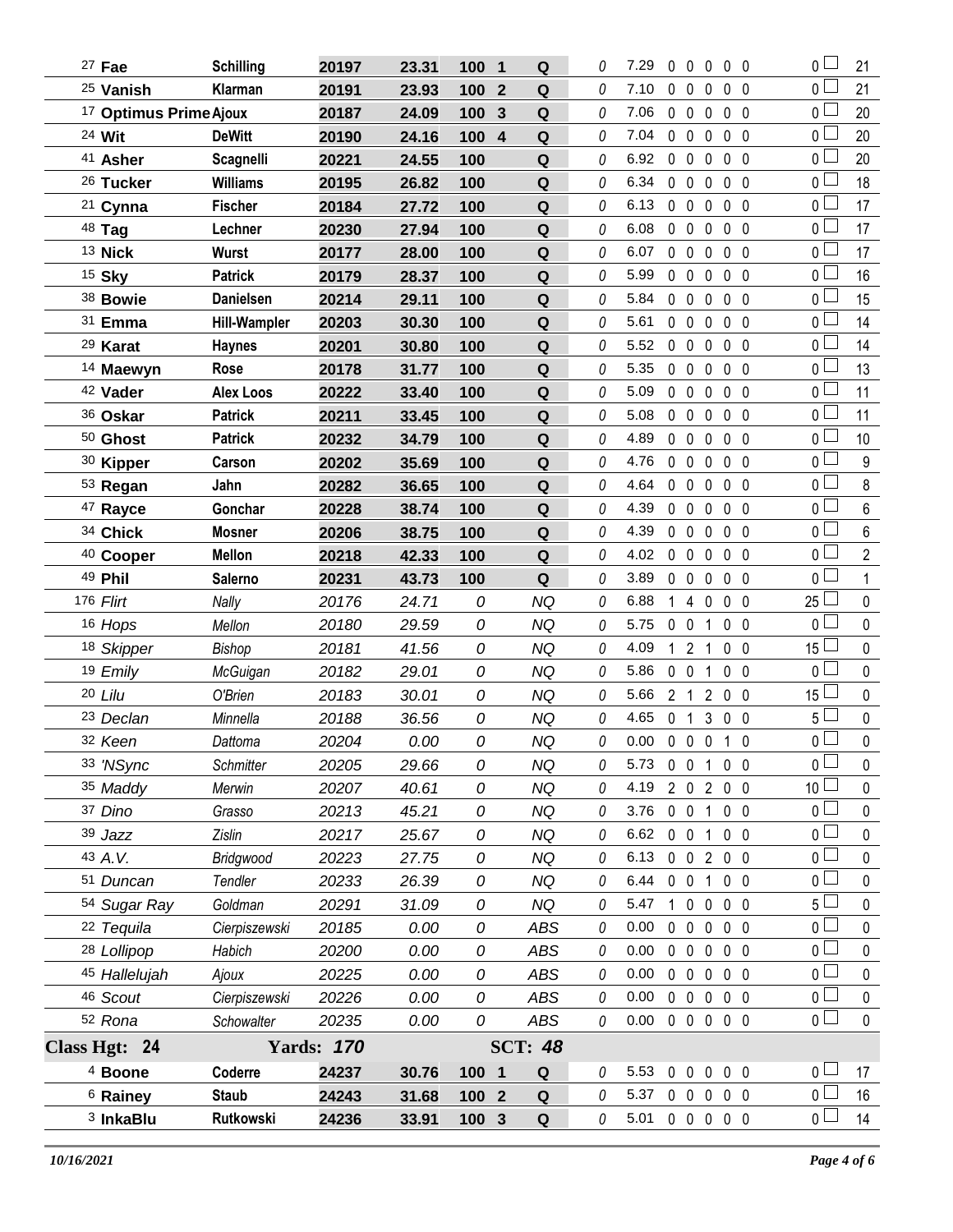| # | Dog | Handler | Armband | Time | Score | Place | Q/NQ | | YPS | | | | | | | | Pts |
|---|---|---|---|---|---|---|---|---|---|---|---|---|---|---|---|---|---|
| 27 | **Fae** | **Schilling** | **20197** | **23.31** | **100** | **1** | **Q** | 0 | 7.29 | 0 | 0 | 0 | 0 | 0 | 0 | ☐ | 21 |
| 25 | **Vanish** | **Klarman** | **20191** | **23.93** | **100** | **2** | **Q** | 0 | 7.10 | 0 | 0 | 0 | 0 | 0 | 0 | ☐ | 21 |
| 17 | **Optimus Prime** | **Ajoux** | **20187** | **24.09** | **100** | **3** | **Q** | 0 | 7.06 | 0 | 0 | 0 | 0 | 0 | 0 | ☐ | 20 |
| 24 | **Wit** | **DeWitt** | **20190** | **24.16** | **100** | **4** | **Q** | 0 | 7.04 | 0 | 0 | 0 | 0 | 0 | 0 | ☐ | 20 |
| 41 | **Asher** | **Scagnelli** | **20221** | **24.55** | **100** | | **Q** | 0 | 6.92 | 0 | 0 | 0 | 0 | 0 | 0 | ☐ | 20 |
| 26 | **Tucker** | **Williams** | **20195** | **26.82** | **100** | | **Q** | 0 | 6.34 | 0 | 0 | 0 | 0 | 0 | 0 | ☐ | 18 |
| 21 | **Cynna** | **Fischer** | **20184** | **27.72** | **100** | | **Q** | 0 | 6.13 | 0 | 0 | 0 | 0 | 0 | 0 | ☐ | 17 |
| 48 | **Tag** | **Lechner** | **20230** | **27.94** | **100** | | **Q** | 0 | 6.08 | 0 | 0 | 0 | 0 | 0 | 0 | ☐ | 17 |
| 13 | **Nick** | **Wurst** | **20177** | **28.00** | **100** | | **Q** | 0 | 6.07 | 0 | 0 | 0 | 0 | 0 | 0 | ☐ | 17 |
| 15 | **Sky** | **Patrick** | **20179** | **28.37** | **100** | | **Q** | 0 | 5.99 | 0 | 0 | 0 | 0 | 0 | 0 | ☐ | 16 |
| 38 | **Bowie** | **Danielsen** | **20214** | **29.11** | **100** | | **Q** | 0 | 5.84 | 0 | 0 | 0 | 0 | 0 | 0 | ☐ | 15 |
| 31 | **Emma** | **Hill-Wampler** | **20203** | **30.30** | **100** | | **Q** | 0 | 5.61 | 0 | 0 | 0 | 0 | 0 | 0 | ☐ | 14 |
| 29 | **Karat** | **Haynes** | **20201** | **30.80** | **100** | | **Q** | 0 | 5.52 | 0 | 0 | 0 | 0 | 0 | 0 | ☐ | 14 |
| 14 | **Maewyn** | **Rose** | **20178** | **31.77** | **100** | | **Q** | 0 | 5.35 | 0 | 0 | 0 | 0 | 0 | 0 | ☐ | 13 |
| 42 | **Vader** | **Alex Loos** | **20222** | **33.40** | **100** | | **Q** | 0 | 5.09 | 0 | 0 | 0 | 0 | 0 | 0 | ☐ | 11 |
| 36 | **Oskar** | **Patrick** | **20211** | **33.45** | **100** | | **Q** | 0 | 5.08 | 0 | 0 | 0 | 0 | 0 | 0 | ☐ | 11 |
| 50 | **Ghost** | **Patrick** | **20232** | **34.79** | **100** | | **Q** | 0 | 4.89 | 0 | 0 | 0 | 0 | 0 | 0 | ☐ | 10 |
| 30 | **Kipper** | **Carson** | **20202** | **35.69** | **100** | | **Q** | 0 | 4.76 | 0 | 0 | 0 | 0 | 0 | 0 | ☐ | 9 |
| 53 | **Regan** | **Jahn** | **20282** | **36.65** | **100** | | **Q** | 0 | 4.64 | 0 | 0 | 0 | 0 | 0 | 0 | ☐ | 8 |
| 47 | **Rayce** | **Gonchar** | **20228** | **38.74** | **100** | | **Q** | 0 | 4.39 | 0 | 0 | 0 | 0 | 0 | 0 | ☐ | 6 |
| 34 | **Chick** | **Mosner** | **20206** | **38.75** | **100** | | **Q** | 0 | 4.39 | 0 | 0 | 0 | 0 | 0 | 0 | ☐ | 6 |
| 40 | **Cooper** | **Mellon** | **20218** | **42.33** | **100** | | **Q** | 0 | 4.02 | 0 | 0 | 0 | 0 | 0 | 0 | ☐ | 2 |
| 49 | **Phil** | **Salerno** | **20231** | **43.73** | **100** | | **Q** | 0 | 3.89 | 0 | 0 | 0 | 0 | 0 | 0 | ☐ | 1 |
| 176 | *Flirt* | *Nally* | *20176* | *24.71* | *0* | | *NQ* | 0 | 6.88 | 1 | 4 | 0 | 0 | 0 | 25 | ☐ | 0 |
| 16 | *Hops* | *Mellon* | *20180* | *29.59* | *0* | | *NQ* | 0 | 5.75 | 0 | 0 | 1 | 0 | 0 | 0 | ☐ | 0 |
| 18 | *Skipper* | *Bishop* | *20181* | *41.56* | *0* | | *NQ* | 0 | 4.09 | 1 | 2 | 1 | 0 | 0 | 15 | ☐ | 0 |
| 19 | *Emily* | *McGuigan* | *20182* | *29.01* | *0* | | *NQ* | 0 | 5.86 | 0 | 0 | 1 | 0 | 0 | 0 | ☐ | 0 |
| 20 | *Lilu* | *O'Brien* | *20183* | *30.01* | *0* | | *NQ* | 0 | 5.66 | 2 | 1 | 2 | 0 | 0 | 15 | ☐ | 0 |
| 23 | *Declan* | *Minnella* | *20188* | *36.56* | *0* | | *NQ* | 0 | 4.65 | 0 | 1 | 3 | 0 | 0 | 5 | ☐ | 0 |
| 32 | *Keen* | *Dattoma* | *20204* | *0.00* | *0* | | *NQ* | 0 | 0.00 | 0 | 0 | 0 | 1 | 0 | 0 | ☐ | 0 |
| 33 | *'NSync* | *Schmitter* | *20205* | *29.66* | *0* | | *NQ* | 0 | 5.73 | 0 | 0 | 1 | 0 | 0 | 0 | ☐ | 0 |
| 35 | *Maddy* | *Merwin* | *20207* | *40.61* | *0* | | *NQ* | 0 | 4.19 | 2 | 0 | 2 | 0 | 0 | 10 | ☐ | 0 |
| 37 | *Dino* | *Grasso* | *20213* | *45.21* | *0* | | *NQ* | 0 | 3.76 | 0 | 0 | 1 | 0 | 0 | 0 | ☐ | 0 |
| 39 | *Jazz* | *Zislin* | *20217* | *25.67* | *0* | | *NQ* | 0 | 6.62 | 0 | 0 | 1 | 0 | 0 | 0 | ☐ | 0 |
| 43 | *A.V.* | *Bridgwood* | *20223* | *27.75* | *0* | | *NQ* | 0 | 6.13 | 0 | 0 | 2 | 0 | 0 | 0 | ☐ | 0 |
| 51 | *Duncan* | *Tendler* | *20233* | *26.39* | *0* | | *NQ* | 0 | 6.44 | 0 | 0 | 1 | 0 | 0 | 0 | ☐ | 0 |
| 54 | *Sugar Ray* | *Goldman* | *20291* | *31.09* | *0* | | *NQ* | 0 | 5.47 | 1 | 0 | 0 | 0 | 0 | 5 | ☐ | 0 |
| 22 | *Tequila* | *Cierpiszewski* | *20185* | *0.00* | *0* | | *ABS* | 0 | 0.00 | 0 | 0 | 0 | 0 | 0 | 0 | ☐ | 0 |
| 28 | *Lollipop* | *Habich* | *20200* | *0.00* | *0* | | *ABS* | 0 | 0.00 | 0 | 0 | 0 | 0 | 0 | 0 | ☐ | 0 |
| 45 | *Hallelujah* | *Ajoux* | *20225* | *0.00* | *0* | | *ABS* | 0 | 0.00 | 0 | 0 | 0 | 0 | 0 | 0 | ☐ | 0 |
| 46 | *Scout* | *Cierpiszewski* | *20226* | *0.00* | *0* | | *ABS* | 0 | 0.00 | 0 | 0 | 0 | 0 | 0 | 0 | ☐ | 0 |
| 52 | *Rona* | *Schowalter* | *20235* | *0.00* | *0* | | *ABS* | 0 | 0.00 | 0 | 0 | 0 | 0 | 0 | 0 | ☐ | 0 |

**Class Hgt: 24 — Yards: 170 — SCT: 48**

| # | Dog | Handler | Armband | Time | Score | Place | Q/NQ | | YPS | | | | | | | | Pts |
|---|---|---|---|---|---|---|---|---|---|---|---|---|---|---|---|---|---|
| 4 | **Boone** | **Coderre** | **24237** | **30.76** | **100** | **1** | **Q** | 0 | 5.53 | 0 | 0 | 0 | 0 | 0 | 0 | ☐ | 17 |
| 6 | **Rainey** | **Staub** | **24243** | **31.68** | **100** | **2** | **Q** | 0 | 5.37 | 0 | 0 | 0 | 0 | 0 | 0 | ☐ | 16 |
| 3 | **InkaBlu** | **Rutkowski** | **24236** | **33.91** | **100** | **3** | **Q** | 0 | 5.01 | 0 | 0 | 0 | 0 | 0 | 0 | ☐ | 14 |

*10/16/2021*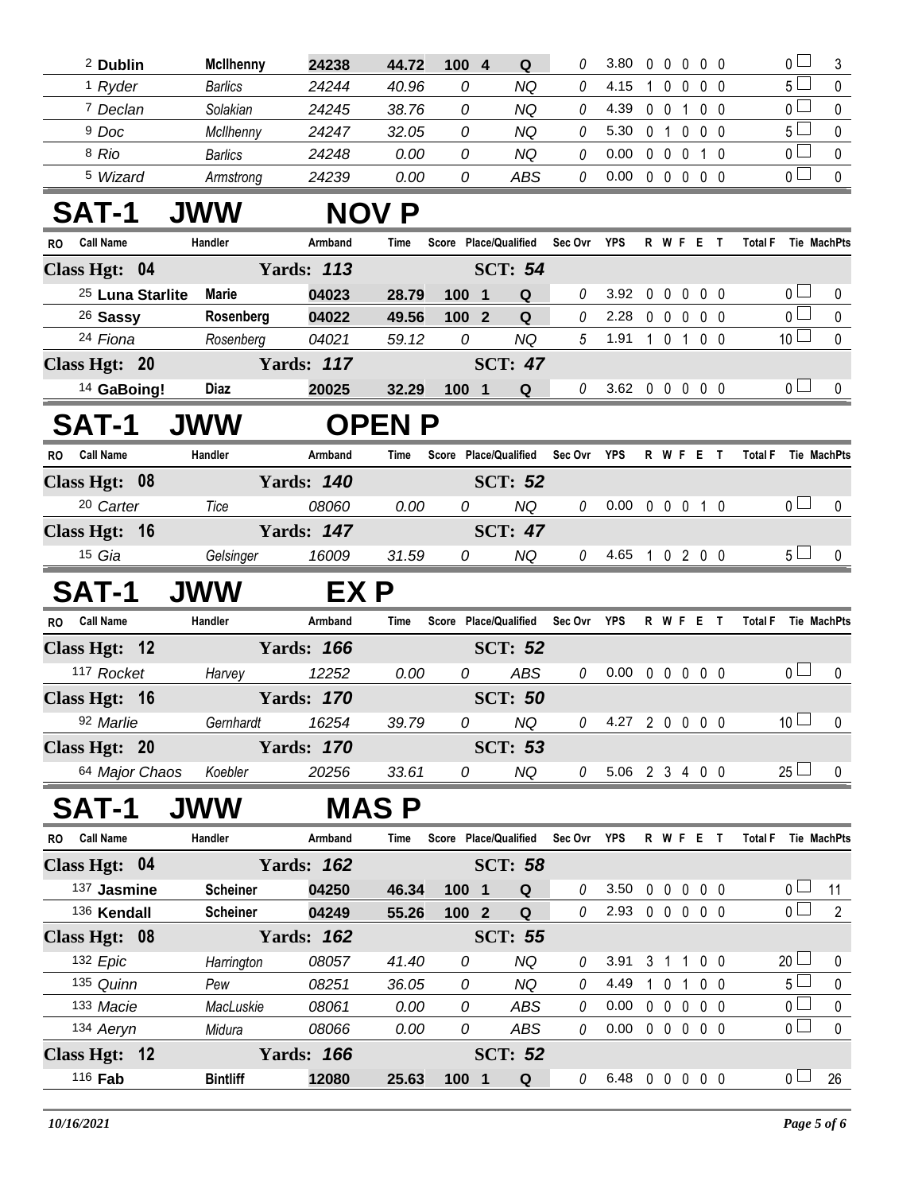| RO | Call Name | Handler | Armband | Time | Score | Place/Qualified | Sec Ovr | YPS | R | W | F | E | T | Total F | Tie | MachPts |
|---|---|---|---|---|---|---|---|---|---|---|---|---|---|---|---|---|
| 2 | **Dublin** | **McIlhenny** | **24238** | **44.72** | **100** | **4 Q** | 0 | 3.80 | 0 | 0 | 0 | 0 | 0 | 0 | | 3 |
| 1 | Ryder | Barlics | 24244 | 40.96 | 0 | NQ | 0 | 4.15 | 1 | 0 | 0 | 0 | 0 | 5 | | 0 |
| 7 | Declan | Solakian | 24245 | 38.76 | 0 | NQ | 0 | 4.39 | 0 | 0 | 1 | 0 | 0 | 0 | | 0 |
| 9 | Doc | McIlhenny | 24247 | 32.05 | 0 | NQ | 0 | 5.30 | 0 | 1 | 0 | 0 | 0 | 5 | | 0 |
| 8 | Rio | Barlics | 24248 | 0.00 | 0 | NQ | 0 | 0.00 | 0 | 0 | 0 | 1 | 0 | 0 | | 0 |
| 5 | Wizard | Armstrong | 24239 | 0.00 | 0 | ABS | 0 | 0.00 | 0 | 0 | 0 | 0 | 0 | 0 | | 0 |

# SAT-1 JWW NOV P

| RO | Call Name | Handler | Armband | Time | Score | Place/Qualified | Sec Ovr | YPS | R | W | F | E | T | Total F | Tie | MachPts |
|---|---|---|---|---|---|---|---|---|---|---|---|---|---|---|---|---|
| **Class Hgt: 04** | | | **Yards: 113** | | | **SCT: 54** | | | | | | | | | | |
| 25 | **Luna Starlite** | **Marie** | **04023** | **28.79** | **100** | **1 Q** | 0 | 3.92 | 0 | 0 | 0 | 0 | 0 | 0 | | 0 |
| 26 | **Sassy** | **Rosenberg** | **04022** | **49.56** | **100** | **2 Q** | 0 | 2.28 | 0 | 0 | 0 | 0 | 0 | 0 | | 0 |
| 24 | Fiona | Rosenberg | 04021 | 59.12 | 0 | NQ | 5 | 1.91 | 1 | 0 | 1 | 0 | 0 | 10 | | 0 |
| **Class Hgt: 20** | | | **Yards: 117** | | | **SCT: 47** | | | | | | | | | | |
| 14 | **GaBoing!** | **Diaz** | **20025** | **32.29** | **100** | **1 Q** | 0 | 3.62 | 0 | 0 | 0 | 0 | 0 | 0 | | 0 |

# SAT-1 JWW OPEN P

| RO | Call Name | Handler | Armband | Time | Score | Place/Qualified | Sec Ovr | YPS | R | W | F | E | T | Total F | Tie | MachPts |
|---|---|---|---|---|---|---|---|---|---|---|---|---|---|---|---|---|
| **Class Hgt: 08** | | | **Yards: 140** | | | **SCT: 52** | | | | | | | | | | |
| 20 | Carter | Tice | 08060 | 0.00 | 0 | NQ | 0 | 0.00 | 0 | 0 | 0 | 1 | 0 | 0 | | 0 |
| **Class Hgt: 16** | | | **Yards: 147** | | | **SCT: 47** | | | | | | | | | | |
| 15 | Gia | Gelsinger | 16009 | 31.59 | 0 | NQ | 0 | 4.65 | 1 | 0 | 2 | 0 | 0 | 5 | | 0 |

# SAT-1 JWW EX P

| RO | Call Name | Handler | Armband | Time | Score | Place/Qualified | Sec Ovr | YPS | R | W | F | E | T | Total F | Tie | MachPts |
|---|---|---|---|---|---|---|---|---|---|---|---|---|---|---|---|---|
| **Class Hgt: 12** | | | **Yards: 166** | | | **SCT: 52** | | | | | | | | | | |
| 117 | Rocket | Harvey | 12252 | 0.00 | 0 | ABS | 0 | 0.00 | 0 | 0 | 0 | 0 | 0 | 0 | | 0 |
| **Class Hgt: 16** | | | **Yards: 170** | | | **SCT: 50** | | | | | | | | | | |
| 92 | Marlie | Gernhardt | 16254 | 39.79 | 0 | NQ | 0 | 4.27 | 2 | 0 | 0 | 0 | 0 | 10 | | 0 |
| **Class Hgt: 20** | | | **Yards: 170** | | | **SCT: 53** | | | | | | | | | | |
| 64 | Major Chaos | Koebler | 20256 | 33.61 | 0 | NQ | 0 | 5.06 | 2 | 3 | 4 | 0 | 0 | 25 | | 0 |

# SAT-1 JWW MAS P

| RO | Call Name | Handler | Armband | Time | Score | Place/Qualified | Sec Ovr | YPS | R | W | F | E | T | Total F | Tie | MachPts |
|---|---|---|---|---|---|---|---|---|---|---|---|---|---|---|---|---|
| **Class Hgt: 04** | | | **Yards: 162** | | | **SCT: 58** | | | | | | | | | | |
| 137 | **Jasmine** | **Scheiner** | **04250** | **46.34** | **100** | **1 Q** | 0 | 3.50 | 0 | 0 | 0 | 0 | 0 | 0 | | 11 |
| 136 | **Kendall** | **Scheiner** | **04249** | **55.26** | **100** | **2 Q** | 0 | 2.93 | 0 | 0 | 0 | 0 | 0 | 0 | | 2 |
| **Class Hgt: 08** | | | **Yards: 162** | | | **SCT: 55** | | | | | | | | | | |
| 132 | Epic | Harrington | 08057 | 41.40 | 0 | NQ | 0 | 3.91 | 3 | 1 | 1 | 0 | 0 | 20 | | 0 |
| 135 | Quinn | Pew | 08251 | 36.05 | 0 | NQ | 0 | 4.49 | 1 | 0 | 1 | 0 | 0 | 5 | | 0 |
| 133 | Macie | MacLuskie | 08061 | 0.00 | 0 | ABS | 0 | 0.00 | 0 | 0 | 0 | 0 | 0 | 0 | | 0 |
| 134 | Aeryn | Midura | 08066 | 0.00 | 0 | ABS | 0 | 0.00 | 0 | 0 | 0 | 0 | 0 | 0 | | 0 |
| **Class Hgt: 12** | | | **Yards: 166** | | | **SCT: 52** | | | | | | | | | | |
| 116 | **Fab** | **Bintliff** | **12080** | **25.63** | **100** | **1 Q** | 0 | 6.48 | 0 | 0 | 0 | 0 | 0 | 0 | | 26 |

*10/16/2021*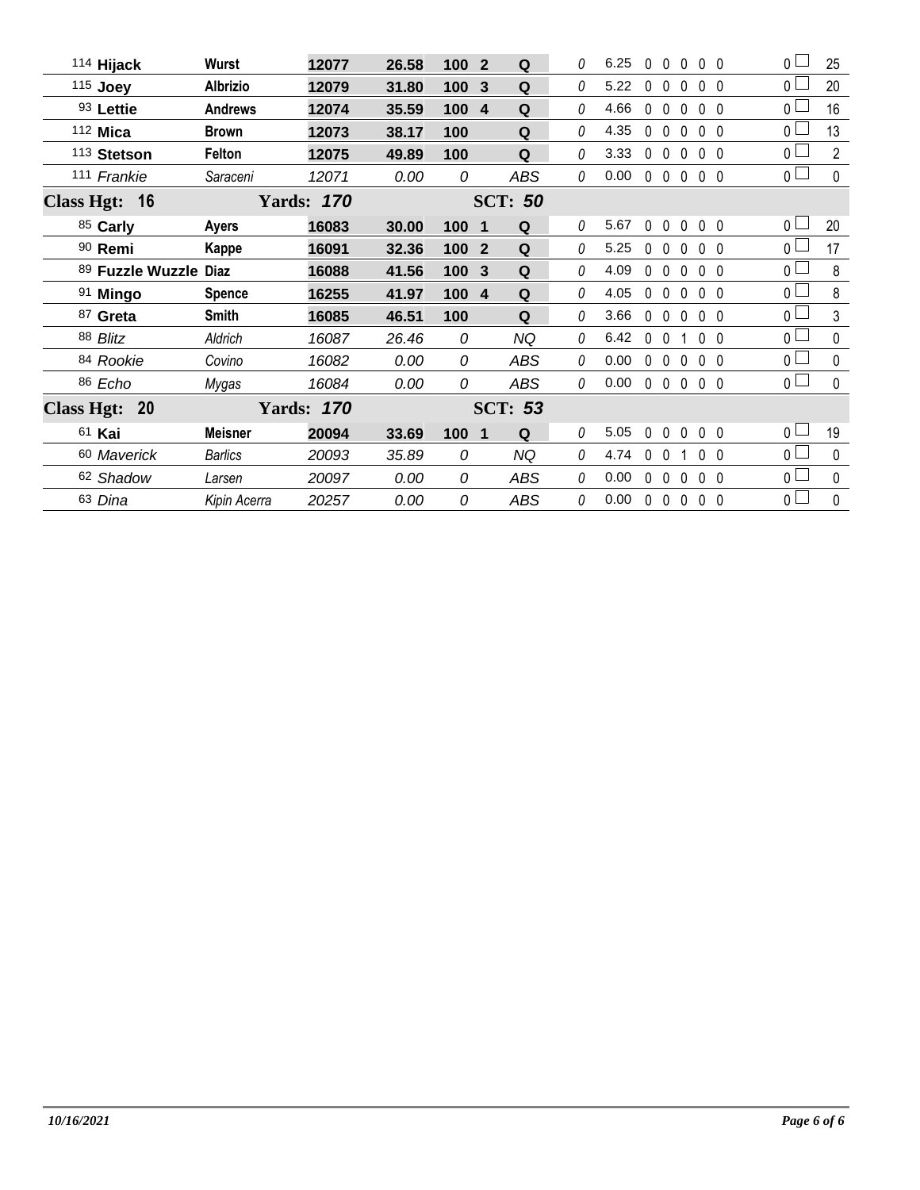| | | | | | | | | | | | | | | | | | |
|---|---|---|---|---|---|---|---|---|---|---|---|---|---|---|---|---|---|
| 114 **Hijack** | **Wurst** | **12077** | **26.58** | **100** | **2** | **Q** | 0 | 6.25 | 0 | 0 | 0 | 0 | 0 | | 0 ☐ | 25 |
| 115 **Joey** | **Albrizio** | **12079** | **31.80** | **100** | **3** | **Q** | 0 | 5.22 | 0 | 0 | 0 | 0 | 0 | | 0 ☐ | 20 |
| 93 **Lettie** | **Andrews** | **12074** | **35.59** | **100** | **4** | **Q** | 0 | 4.66 | 0 | 0 | 0 | 0 | 0 | | 0 ☐ | 16 |
| 112 **Mica** | **Brown** | **12073** | **38.17** | **100** | | **Q** | 0 | 4.35 | 0 | 0 | 0 | 0 | 0 | | 0 ☐ | 13 |
| 113 **Stetson** | **Felton** | **12075** | **49.89** | **100** | | **Q** | 0 | 3.33 | 0 | 0 | 0 | 0 | 0 | | 0 ☐ | 2 |
| 111 *Frankie* | *Saraceni* | *12071* | *0.00* | *0* | | *ABS* | 0 | 0.00 | 0 | 0 | 0 | 0 | 0 | | 0 ☐ | 0 |
| **Class Hgt: 16** | | **Yards: 170** | | | | **SCT: 50** | | | | | | | | | | |
| 85 **Carly** | **Ayers** | **16083** | **30.00** | **100** | **1** | **Q** | 0 | 5.67 | 0 | 0 | 0 | 0 | 0 | | 0 ☐ | 20 |
| 90 **Remi** | **Kappe** | **16091** | **32.36** | **100** | **2** | **Q** | 0 | 5.25 | 0 | 0 | 0 | 0 | 0 | | 0 ☐ | 17 |
| 89 **Fuzzle Wuzzle** | **Diaz** | **16088** | **41.56** | **100** | **3** | **Q** | 0 | 4.09 | 0 | 0 | 0 | 0 | 0 | | 0 ☐ | 8 |
| 91 **Mingo** | **Spence** | **16255** | **41.97** | **100** | **4** | **Q** | 0 | 4.05 | 0 | 0 | 0 | 0 | 0 | | 0 ☐ | 8 |
| 87 **Greta** | **Smith** | **16085** | **46.51** | **100** | | **Q** | 0 | 3.66 | 0 | 0 | 0 | 0 | 0 | | 0 ☐ | 3 |
| 88 *Blitz* | *Aldrich* | *16087* | *26.46* | *0* | | *NQ* | 0 | 6.42 | 0 | 0 | 1 | 0 | 0 | | 0 ☐ | 0 |
| 84 *Rookie* | *Covino* | *16082* | *0.00* | *0* | | *ABS* | 0 | 0.00 | 0 | 0 | 0 | 0 | 0 | | 0 ☐ | 0 |
| 86 *Echo* | *Mygas* | *16084* | *0.00* | *0* | | *ABS* | 0 | 0.00 | 0 | 0 | 0 | 0 | 0 | | 0 ☐ | 0 |
| **Class Hgt: 20** | | **Yards: 170** | | | | **SCT: 53** | | | | | | | | | | |
| 61 **Kai** | **Meisner** | **20094** | **33.69** | **100** | **1** | **Q** | 0 | 5.05 | 0 | 0 | 0 | 0 | 0 | | 0 ☐ | 19 |
| 60 *Maverick* | *Barlics* | *20093* | *35.89* | *0* | | *NQ* | 0 | 4.74 | 0 | 0 | 1 | 0 | 0 | | 0 ☐ | 0 |
| 62 *Shadow* | *Larsen* | *20097* | *0.00* | *0* | | *ABS* | 0 | 0.00 | 0 | 0 | 0 | 0 | 0 | | 0 ☐ | 0 |
| 63 *Dina* | *Kipin Acerra* | *20257* | *0.00* | *0* | | *ABS* | 0 | 0.00 | 0 | 0 | 0 | 0 | 0 | | 0 ☐ | 0 |

*10/16/2021*